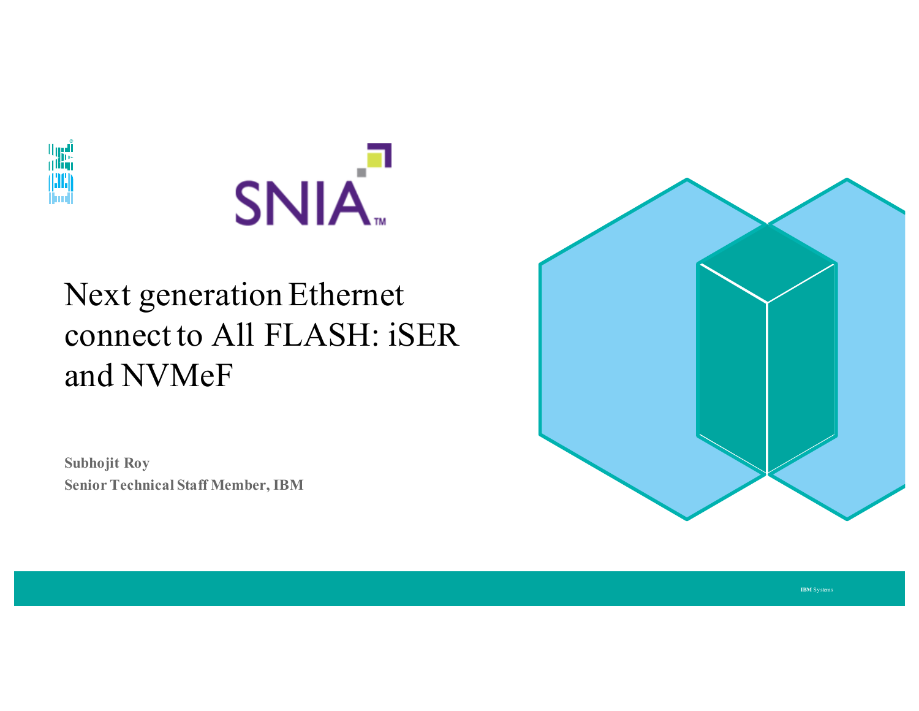# Next generation Ethernet connect to All FLASH: iSER and NVMeF

**Subhojit Roy**
**Senior Technical Staff Member, IBM**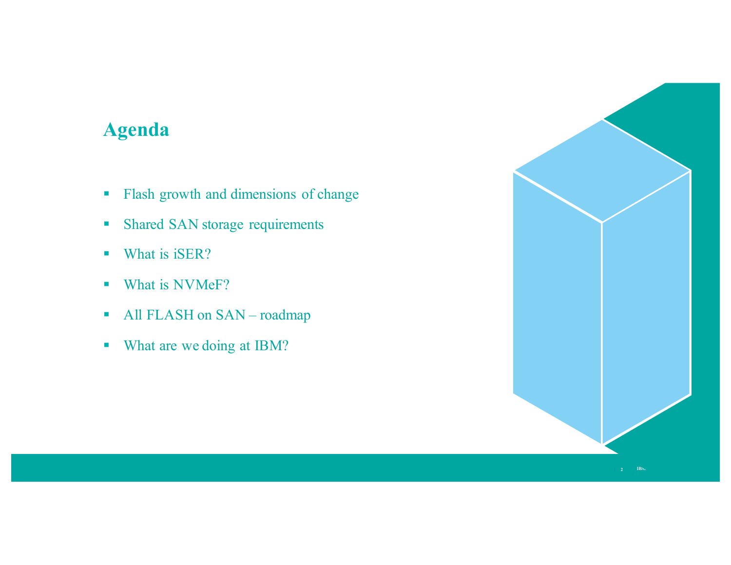# Agenda

- Flash growth and dimensions of change
- Shared SAN storage requirements
- What is iSER?
- What is NVMeF?
- All FLASH on SAN – roadmap
- What are we doing at IBM?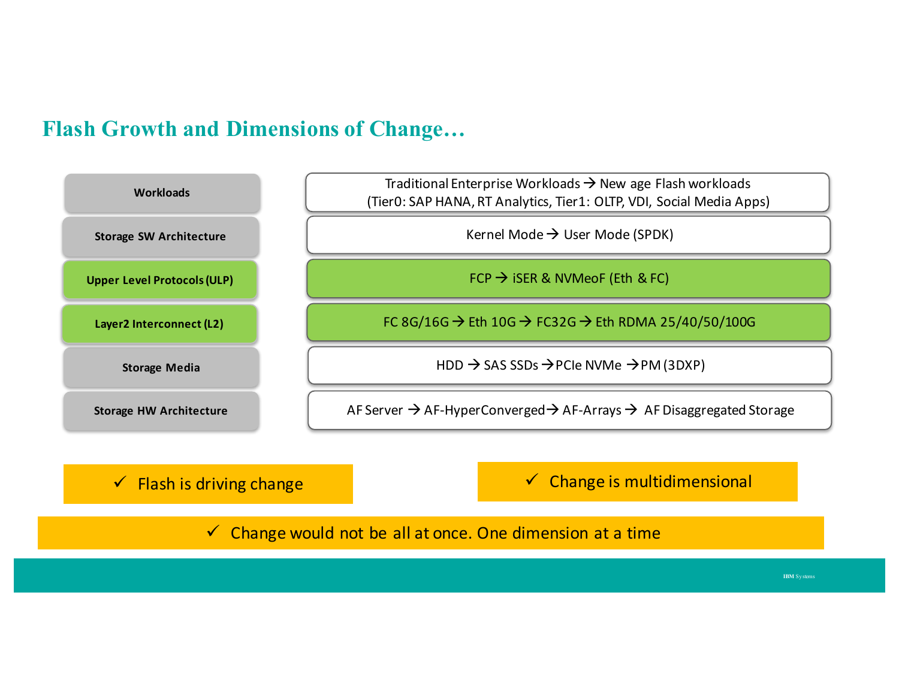# Flash Growth and Dimensions of Change…

| Dimension | Change |
| --- | --- |
| Workloads | Traditional Enterprise Workloads → New age Flash workloads (Tier0: SAP HANA, RT Analytics, Tier1: OLTP, VDI, Social Media Apps) |
| Storage SW Architecture | Kernel Mode → User Mode (SPDK) |
| Upper Level Protocols (ULP) | FCP → iSER & NVMeoF (Eth & FC) |
| Layer2 Interconnect (L2) | FC 8G/16G → Eth 10G → FC32G → Eth RDMA 25/40/50/100G |
| Storage Media | HDD → SAS SSDs → PCIe NVMe → PM (3DXP) |
| Storage HW Architecture | AF Server → AF-HyperConverged → AF-Arrays → AF Disaggregated Storage |

- ✓ Flash is driving change
- ✓ Change is multidimensional
- ✓ Change would not be all at once. One dimension at a time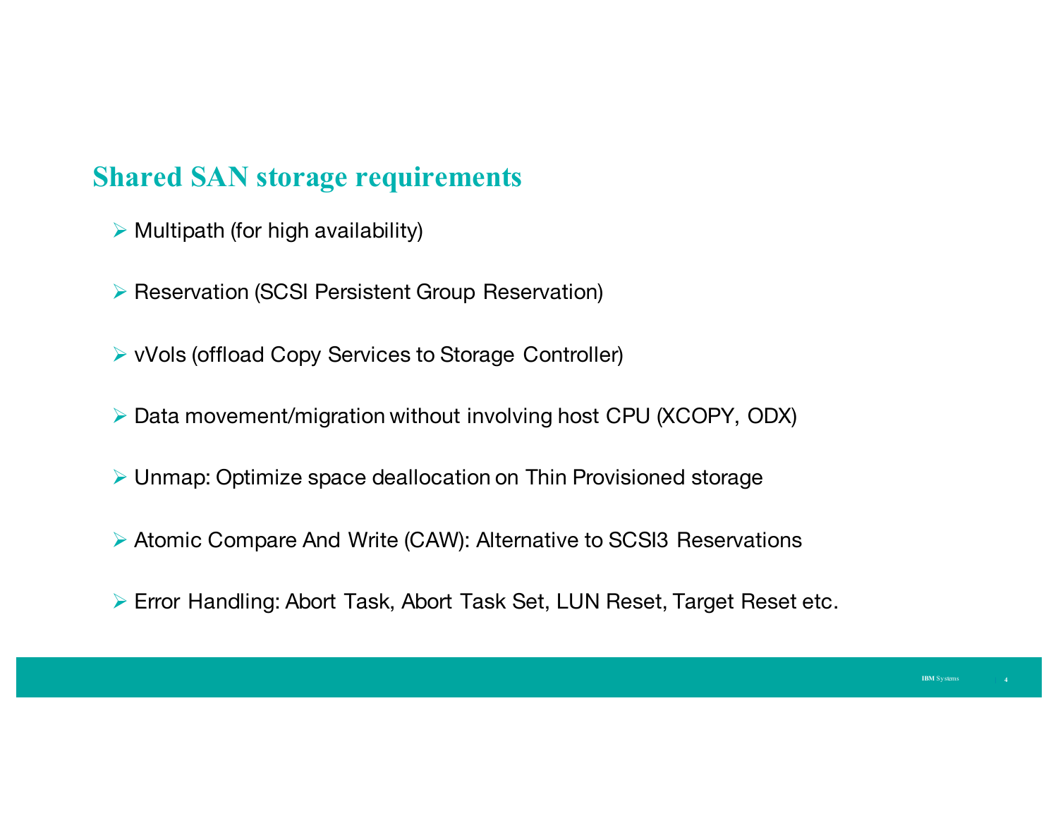## Shared SAN storage requirements

- Multipath (for high availability)
- Reservation (SCSI Persistent Group Reservation)
- vVols (offload Copy Services to Storage Controller)
- Data movement/migration without involving host CPU (XCOPY, ODX)
- Unmap: Optimize space deallocation on Thin Provisioned storage
- Atomic Compare And Write (CAW): Alternative to SCSI3 Reservations
- Error Handling: Abort Task, Abort Task Set, LUN Reset, Target Reset etc.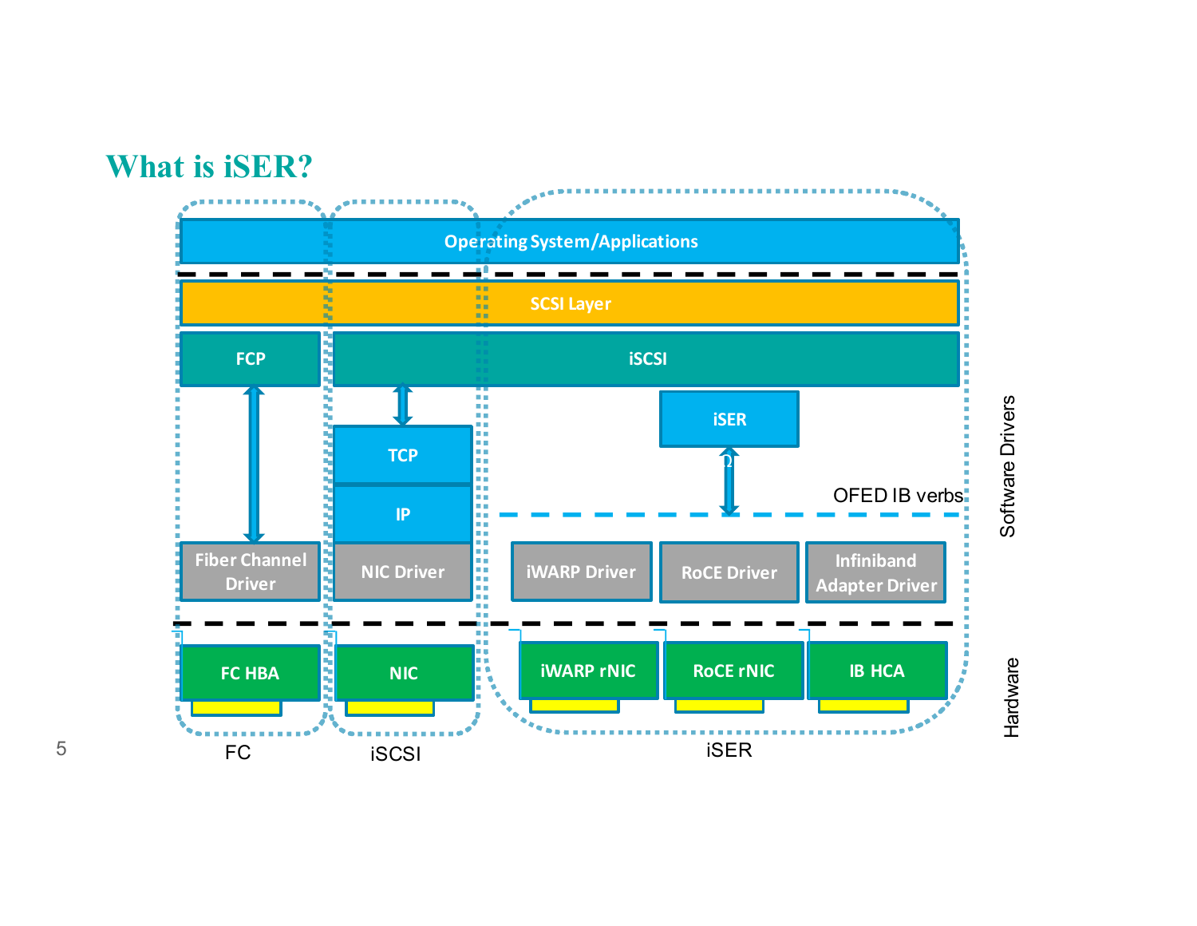# What is iSER?

Operating System/Applications

SCSI Layer

FCP | iSCSI

iSER

TCP

IP

OFED IB verbs

Fiber Channel Driver | NIC Driver | iWARP Driver | RoCE Driver | Infiniband Adapter Driver

FC HBA | NIC | iWARP rNIC | RoCE rNIC | IB HCA

FC | iSCSI | iSER

Software Drivers

Hardware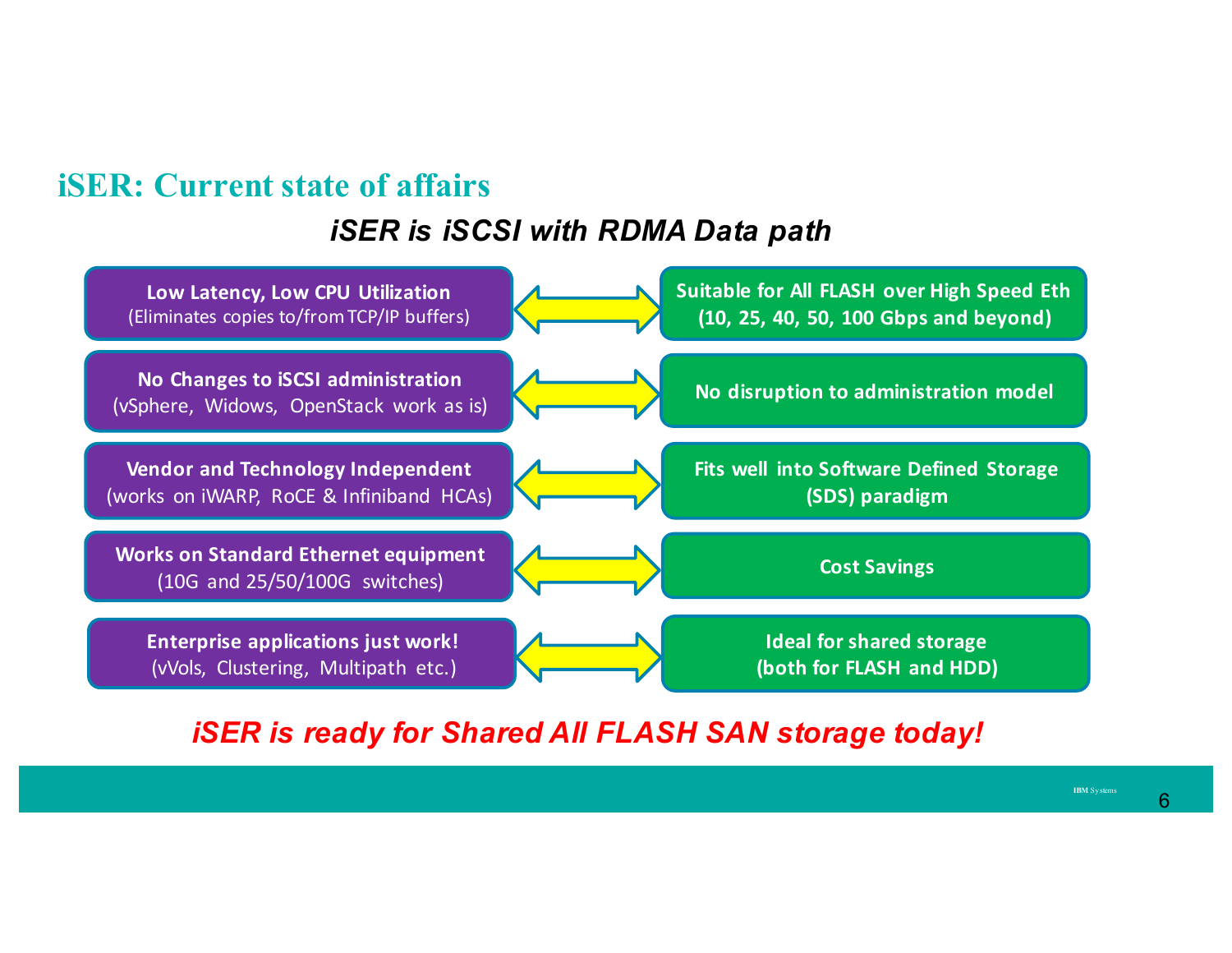## iSER: Current state of affairs

***iSER is iSCSI with RDMA Data path***

| | |
|---|---|
| **Low Latency, Low CPU Utilization** (Eliminates copies to/from TCP/IP buffers) | **Suitable for All FLASH over High Speed Eth (10, 25, 40, 50, 100 Gbps and beyond)** |
| **No Changes to iSCSI administration** (vSphere, Widows, OpenStack work as is) | **No disruption to administration model** |
| **Vendor and Technology Independent** (works on iWARP, RoCE & Infiniband HCAs) | **Fits well into Software Defined Storage (SDS) paradigm** |
| **Works on Standard Ethernet equipment** (10G and 25/50/100G switches) | **Cost Savings** |
| **Enterprise applications just work!** (vVols, Clustering, Multipath etc.) | **Ideal for shared storage (both for FLASH and HDD)** |

***iSER is ready for Shared All FLASH SAN storage today!***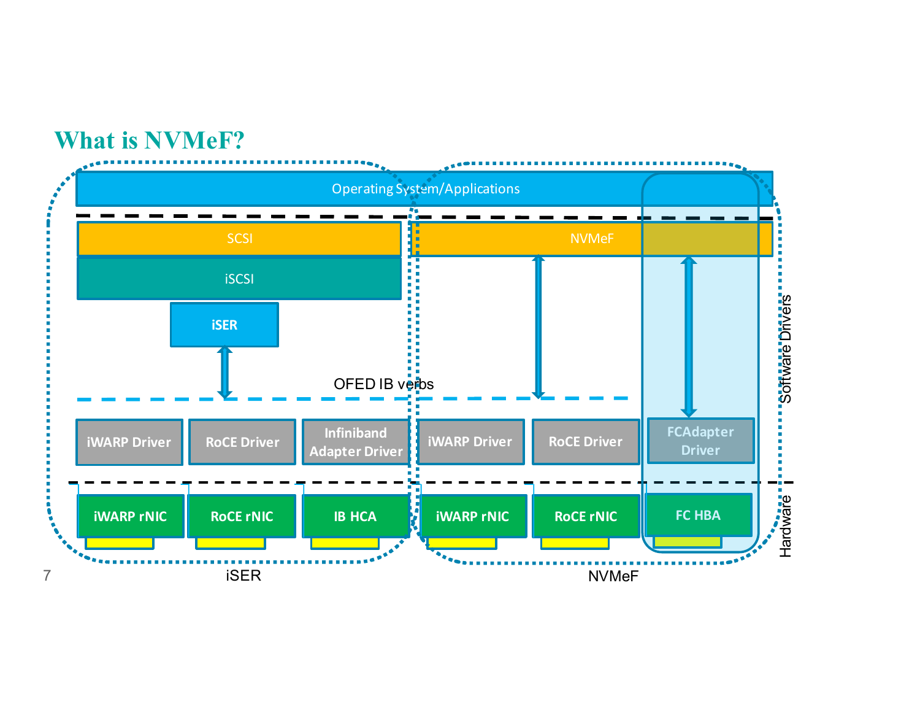# What is NVMeF?

Operating System/Applications

SCSI

iSCSI

iSER

NVMeF

OFED IB verbs

iWARP Driver | RoCE Driver | Infiniband Adapter Driver | iWARP Driver | RoCE Driver | FCAdapter Driver

iWARP rNIC | RoCE rNIC | IB HCA | iWARP rNIC | RoCE rNIC | FC HBA

Software Drivers

Hardware

iSER

NVMeF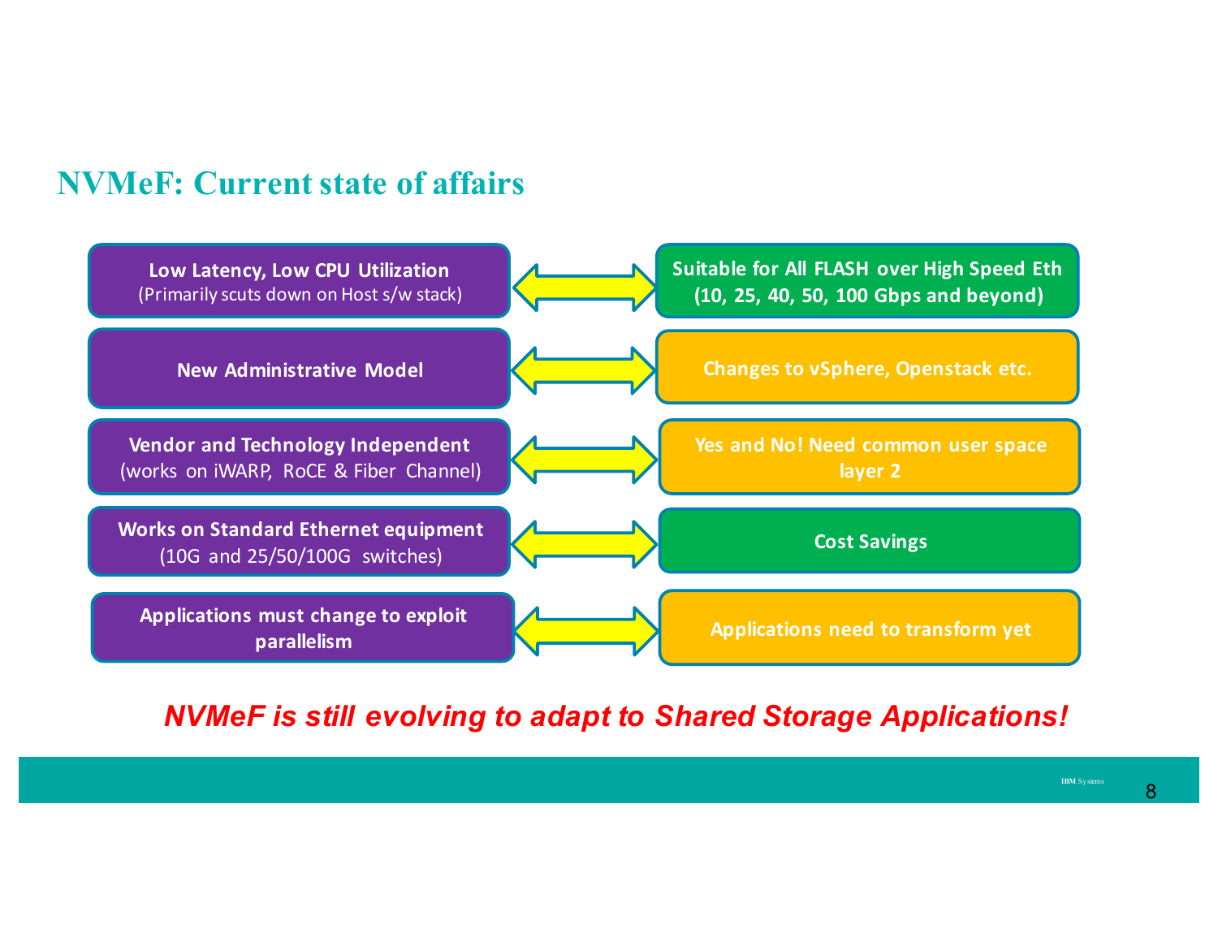## NVMeF: Current state of affairs

| | |
|---|---|
| **Low Latency, Low CPU Utilization** (Primarily scuts down on Host s/w stack) | **Suitable for All FLASH over High Speed Eth (10, 25, 40, 50, 100 Gbps and beyond)** |
| **New Administrative Model** | **Changes to vSphere, Openstack etc.** |
| **Vendor and Technology Independent** (works on iWARP, RoCE & Fiber Channel) | **Yes and No! Need common user space layer 2** |
| **Works on Standard Ethernet equipment** (10G and 25/50/100G switches) | **Cost Savings** |
| **Applications must change to exploit parallelism** | **Applications need to transform yet** |

***NVMeF is still evolving to adapt to Shared Storage Applications!***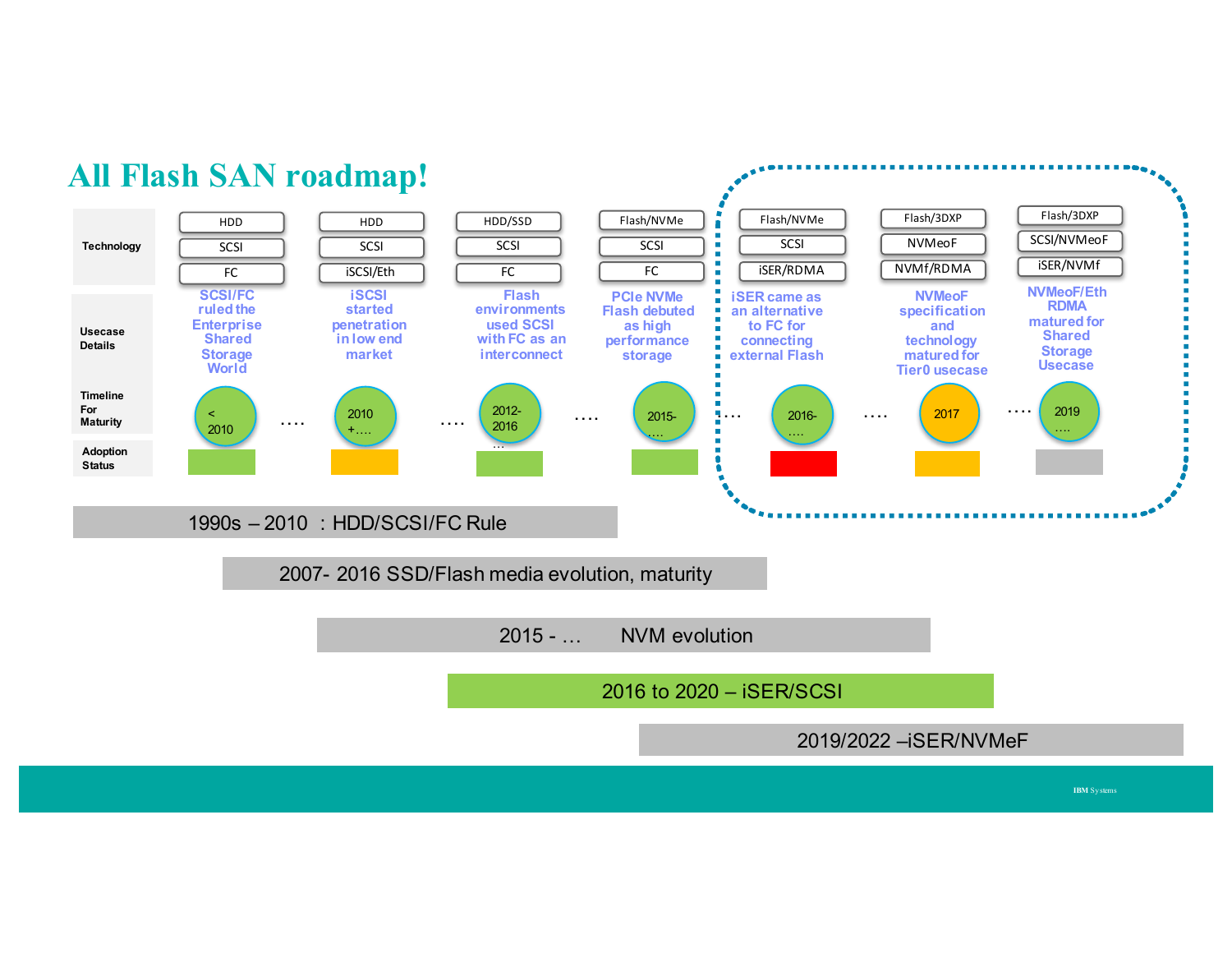# All Flash SAN roadmap!

| | | | | | | | |
|---|---|---|---|---|---|---|---|
| **Technology** | HDD / SCSI / FC | HDD / SCSI / iSCSI/Eth | HDD/SSD / SCSI / FC | Flash/NVMe / SCSI / FC | Flash/NVMe / SCSI / iSER/RDMA | Flash/3DXP / NVMeoF / NVMf/RDMA | Flash/3DXP / SCSI/NVMeoF / iSER/NVMf |
| **Usecase Details** | SCSI/FC ruled the Enterprise Shared Storage World | iSCSI started penetration in low end market | Flash environments used SCSI with FC as an interconnect | PCIe NVMe Flash debuted as high performance storage | iSER came as an alternative to FC for connecting external Flash | NVMeoF specification and technology matured for Tier0 usecase | NVMeoF/Eth RDMA matured for Shared Storage Usecase |
| **Timeline For Maturity** | < 2010 | 2010 +…. | 2012-2016 … | 2015-…. | 2016-…. | 2017 | 2019 …. |
| **Adoption Status** | | | | | | | |

- 1990s – 2010 : HDD/SCSI/FC Rule
- 2007- 2016 SSD/Flash media evolution, maturity
- 2015 - … NVM evolution
- 2016 to 2020 – iSER/SCSI
- 2019/2022 –iSER/NVMeF

IBM Systems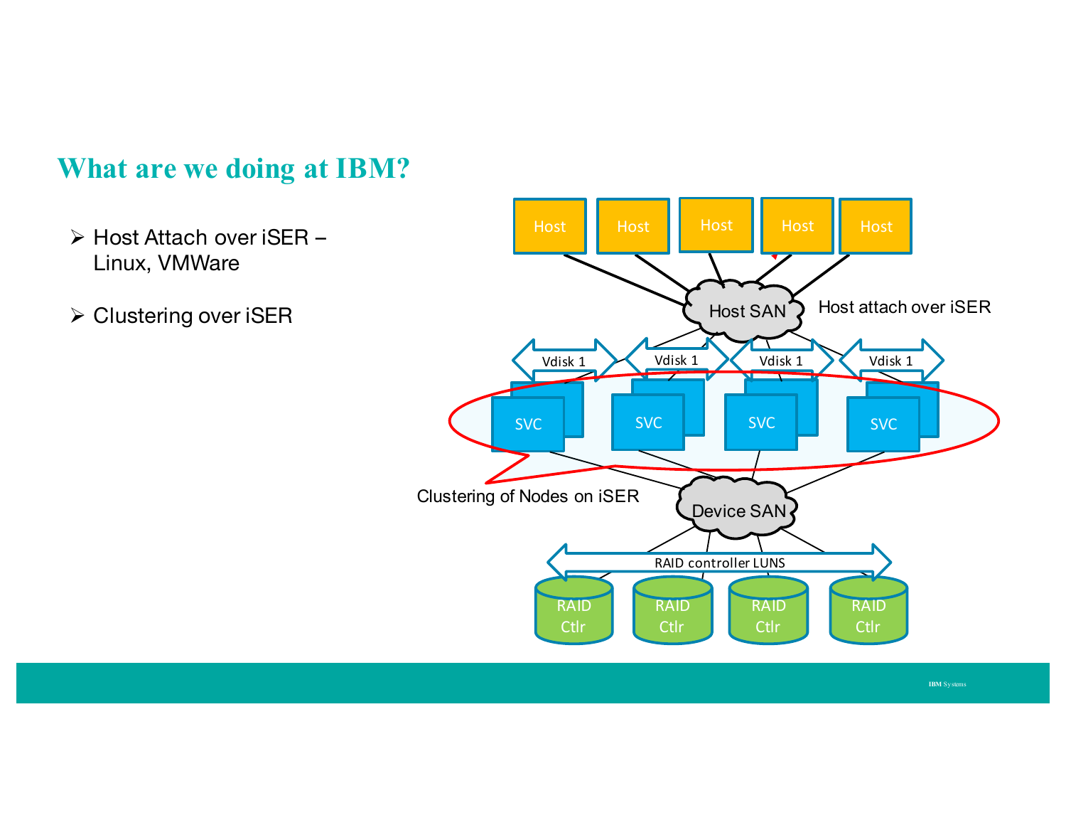## What are we doing at IBM?

- Host Attach over iSER – Linux, VMWare
- Clustering over iSER

Host | Host | Host | Host | Host

Host SAN

Host attach over iSER

Vdisk 1 | Vdisk 1 | Vdisk 1 | Vdisk 1

SVC | SVC | SVC | SVC

Clustering of Nodes on iSER

Device SAN

RAID controller LUNS

RAID Ctlr | RAID Ctlr | RAID Ctlr | RAID Ctlr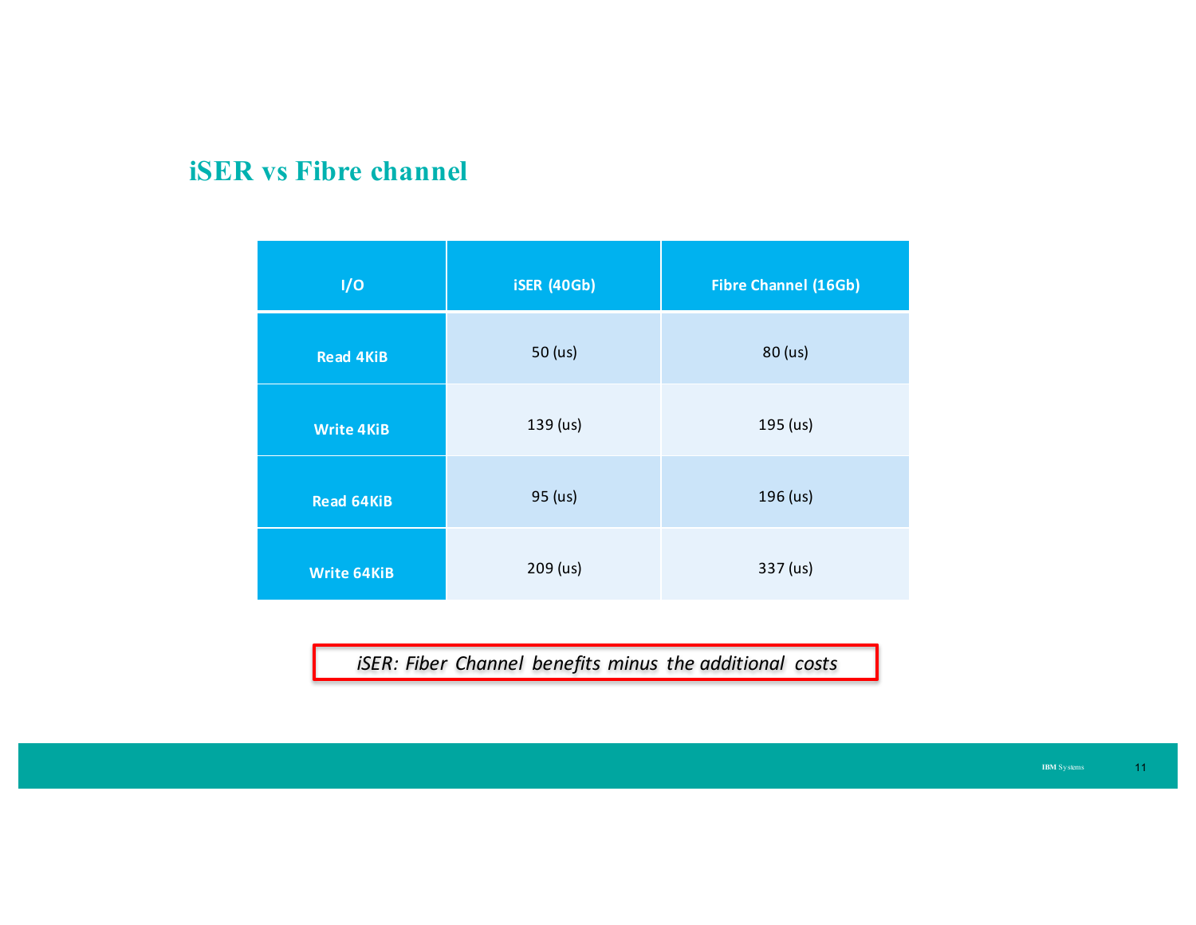## iSER vs Fibre channel

| I/O | iSER (40Gb) | Fibre Channel (16Gb) |
|---|---|---|
| Read 4KiB | 50 (us) | 80 (us) |
| Write 4KiB | 139 (us) | 195 (us) |
| Read 64KiB | 95 (us) | 196 (us) |
| Write 64KiB | 209 (us) | 337 (us) |

*iSER: Fiber Channel benefits minus the additional costs*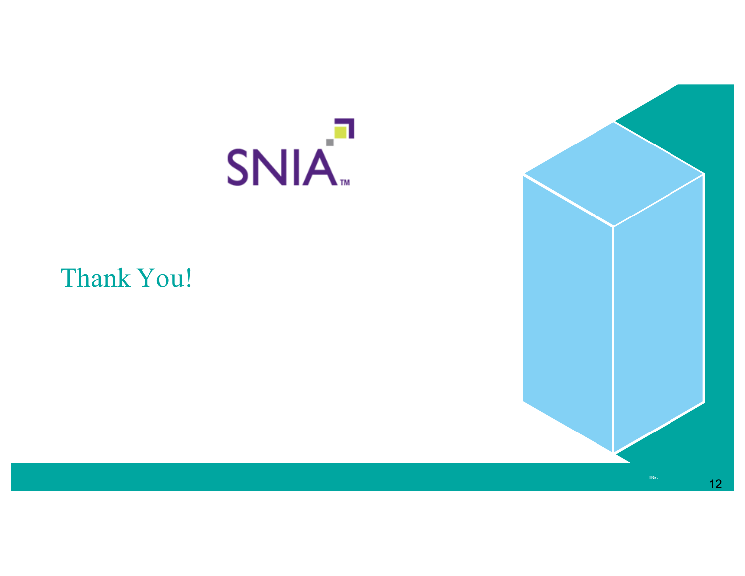SNIA

Thank You!